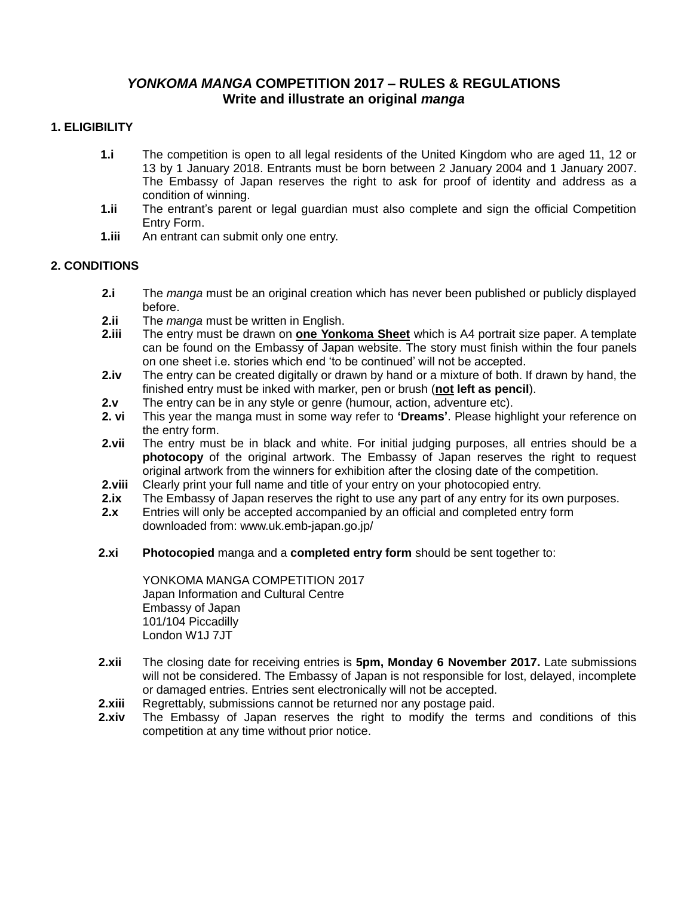# *YONKOMA MANGA* COMPETITION 2017 – RULES & REGULATIONS
## Write and illustrate an original *manga*

### 1. ELIGIBILITY

**1.i** The competition is open to all legal residents of the United Kingdom who are aged 11, 12 or 13 by 1 January 2018. Entrants must be born between 2 January 2004 and 1 January 2007. The Embassy of Japan reserves the right to ask for proof of identity and address as a condition of winning.

**1.ii** The entrant's parent or legal guardian must also complete and sign the official Competition Entry Form.

**1.iii** An entrant can submit only one entry.

### 2. CONDITIONS

**2.i** The *manga* must be an original creation which has never been published or publicly displayed before.

**2.ii** The *manga* must be written in English.

**2.iii** The entry must be drawn on **one Yonkoma Sheet** which is A4 portrait size paper. A template can be found on the Embassy of Japan website. The story must finish within the four panels on one sheet i.e. stories which end 'to be continued' will not be accepted.

**2.iv** The entry can be created digitally or drawn by hand or a mixture of both. If drawn by hand, the finished entry must be inked with marker, pen or brush (**not left as pencil**).

**2.v** The entry can be in any style or genre (humour, action, adventure etc).

**2. vi** This year the manga must in some way refer to **'Dreams'**. Please highlight your reference on the entry form.

**2.vii** The entry must be in black and white. For initial judging purposes, all entries should be a **photocopy** of the original artwork. The Embassy of Japan reserves the right to request original artwork from the winners for exhibition after the closing date of the competition.

**2.viii** Clearly print your full name and title of your entry on your photocopied entry.

**2.ix** The Embassy of Japan reserves the right to use any part of any entry for its own purposes.

**2.x** Entries will only be accepted accompanied by an official and completed entry form downloaded from: www.uk.emb-japan.go.jp/

**2.xi** **Photocopied** manga and a **completed entry form** should be sent together to:

YONKOMA MANGA COMPETITION 2017
Japan Information and Cultural Centre
Embassy of Japan
101/104 Piccadilly
London W1J 7JT

**2.xii** The closing date for receiving entries is **5pm, Monday 6 November 2017.** Late submissions will not be considered. The Embassy of Japan is not responsible for lost, delayed, incomplete or damaged entries. Entries sent electronically will not be accepted.

**2.xiii** Regrettably, submissions cannot be returned nor any postage paid.

**2.xiv** The Embassy of Japan reserves the right to modify the terms and conditions of this competition at any time without prior notice.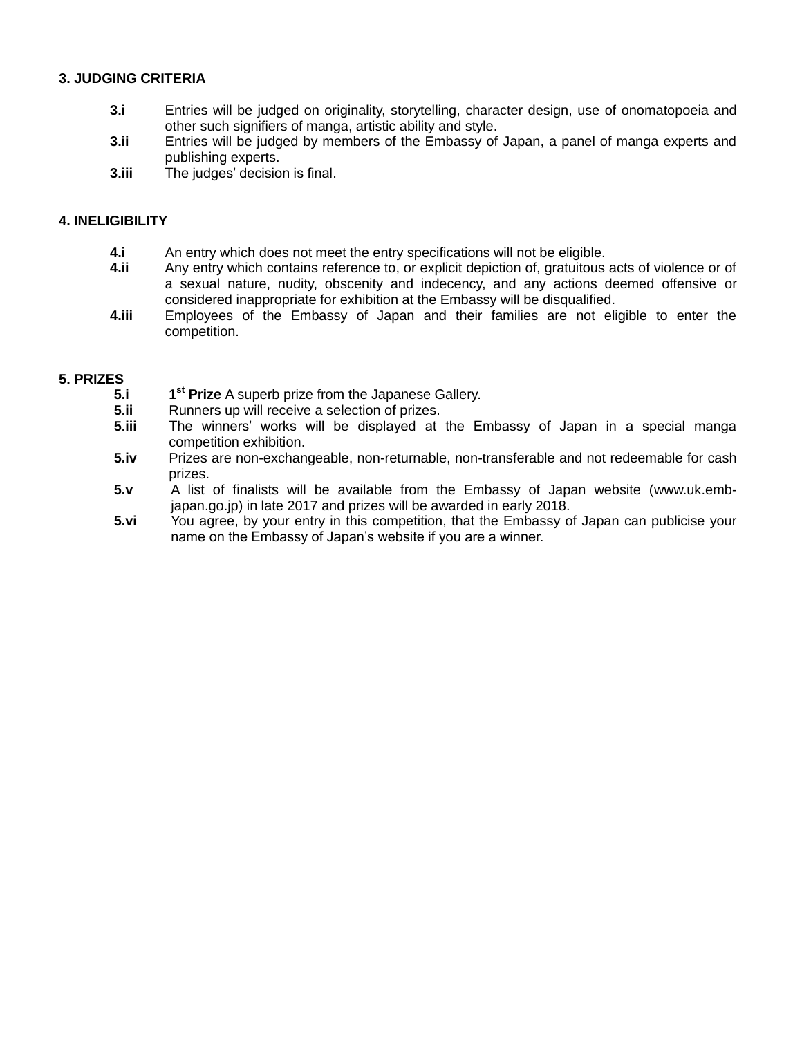## 3. JUDGING CRITERIA

- **3.i** Entries will be judged on originality, storytelling, character design, use of onomatopoeia and other such signifiers of manga, artistic ability and style.
- **3.ii** Entries will be judged by members of the Embassy of Japan, a panel of manga experts and publishing experts.
- **3.iii** The judges' decision is final.

## 4. INELIGIBILITY

- **4.i** An entry which does not meet the entry specifications will not be eligible.
- **4.ii** Any entry which contains reference to, or explicit depiction of, gratuitous acts of violence or of a sexual nature, nudity, obscenity and indecency, and any actions deemed offensive or considered inappropriate for exhibition at the Embassy will be disqualified.
- **4.iii** Employees of the Embassy of Japan and their families are not eligible to enter the competition.

## 5. PRIZES

- **5.i** **1st Prize** A superb prize from the Japanese Gallery.
- **5.ii** Runners up will receive a selection of prizes.
- **5.iii** The winners' works will be displayed at the Embassy of Japan in a special manga competition exhibition.
- **5.iv** Prizes are non-exchangeable, non-returnable, non-transferable and not redeemable for cash prizes.
- **5.v** A list of finalists will be available from the Embassy of Japan website (www.uk.emb-japan.go.jp) in late 2017 and prizes will be awarded in early 2018.
- **5.vi** You agree, by your entry in this competition, that the Embassy of Japan can publicise your name on the Embassy of Japan's website if you are a winner.